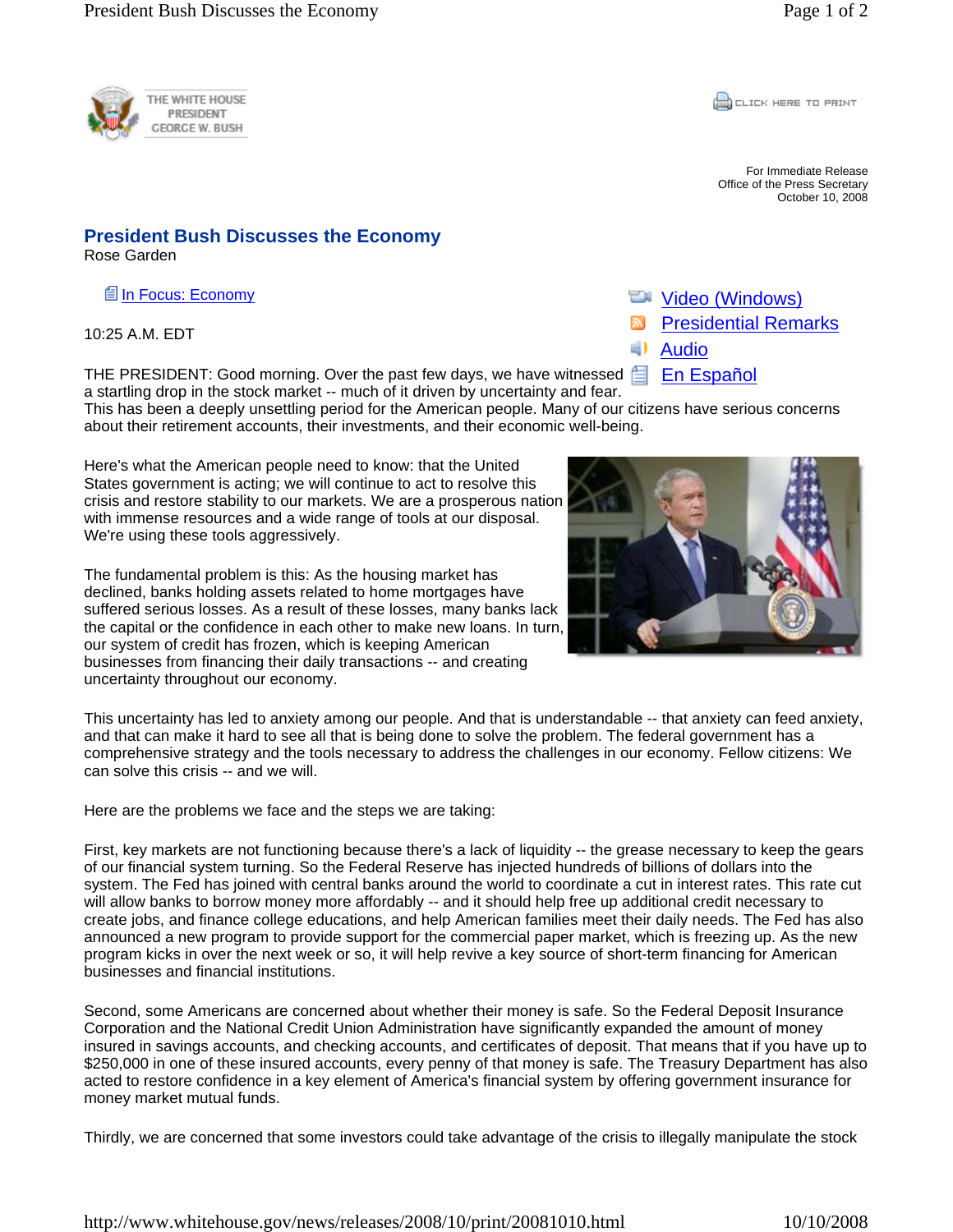THE WHITE HOUSE
PRESIDENT
GEORGE W. BUSH

CLICK HERE TO PRINT

For Immediate Release
Office of the Press Secretary
October 10, 2008

## President Bush Discusses the Economy

Rose Garden

In Focus: Economy

Video (Windows)
Presidential Remarks
Audio
En Español

10:25 A.M. EDT

THE PRESIDENT: Good morning. Over the past few days, we have witnessed a startling drop in the stock market -- much of it driven by uncertainty and fear. This has been a deeply unsettling period for the American people. Many of our citizens have serious concerns about their retirement accounts, their investments, and their economic well-being.

Here's what the American people need to know: that the United States government is acting; we will continue to act to resolve this crisis and restore stability to our markets. We are a prosperous nation with immense resources and a wide range of tools at our disposal. We're using these tools aggressively.

The fundamental problem is this: As the housing market has declined, banks holding assets related to home mortgages have suffered serious losses. As a result of these losses, many banks lack the capital or the confidence in each other to make new loans. In turn, our system of credit has frozen, which is keeping American businesses from financing their daily transactions -- and creating uncertainty throughout our economy.

This uncertainty has led to anxiety among our people. And that is understandable -- that anxiety can feed anxiety, and that can make it hard to see all that is being done to solve the problem. The federal government has a comprehensive strategy and the tools necessary to address the challenges in our economy. Fellow citizens: We can solve this crisis -- and we will.

Here are the problems we face and the steps we are taking:

First, key markets are not functioning because there's a lack of liquidity -- the grease necessary to keep the gears of our financial system turning. So the Federal Reserve has injected hundreds of billions of dollars into the system. The Fed has joined with central banks around the world to coordinate a cut in interest rates. This rate cut will allow banks to borrow money more affordably -- and it should help free up additional credit necessary to create jobs, and finance college educations, and help American families meet their daily needs. The Fed has also announced a new program to provide support for the commercial paper market, which is freezing up. As the new program kicks in over the next week or so, it will help revive a key source of short-term financing for American businesses and financial institutions.

Second, some Americans are concerned about whether their money is safe. So the Federal Deposit Insurance Corporation and the National Credit Union Administration have significantly expanded the amount of money insured in savings accounts, and checking accounts, and certificates of deposit. That means that if you have up to $250,000 in one of these insured accounts, every penny of that money is safe. The Treasury Department has also acted to restore confidence in a key element of America's financial system by offering government insurance for money market mutual funds.

Thirdly, we are concerned that some investors could take advantage of the crisis to illegally manipulate the stock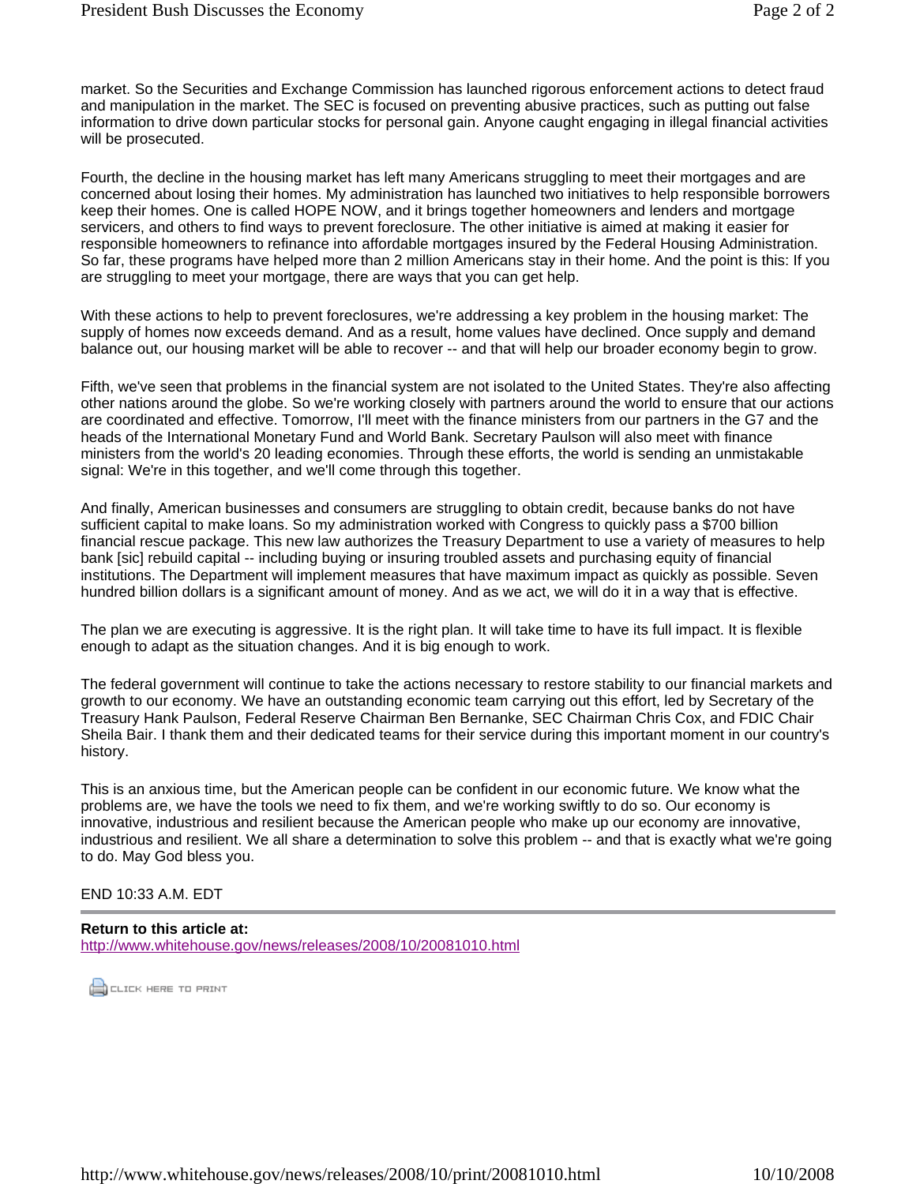market. So the Securities and Exchange Commission has launched rigorous enforcement actions to detect fraud and manipulation in the market. The SEC is focused on preventing abusive practices, such as putting out false information to drive down particular stocks for personal gain. Anyone caught engaging in illegal financial activities will be prosecuted.

Fourth, the decline in the housing market has left many Americans struggling to meet their mortgages and are concerned about losing their homes. My administration has launched two initiatives to help responsible borrowers keep their homes. One is called HOPE NOW, and it brings together homeowners and lenders and mortgage servicers, and others to find ways to prevent foreclosure. The other initiative is aimed at making it easier for responsible homeowners to refinance into affordable mortgages insured by the Federal Housing Administration. So far, these programs have helped more than 2 million Americans stay in their home. And the point is this: If you are struggling to meet your mortgage, there are ways that you can get help.

With these actions to help to prevent foreclosures, we're addressing a key problem in the housing market: The supply of homes now exceeds demand. And as a result, home values have declined. Once supply and demand balance out, our housing market will be able to recover -- and that will help our broader economy begin to grow.

Fifth, we've seen that problems in the financial system are not isolated to the United States. They're also affecting other nations around the globe. So we're working closely with partners around the world to ensure that our actions are coordinated and effective. Tomorrow, I'll meet with the finance ministers from our partners in the G7 and the heads of the International Monetary Fund and World Bank. Secretary Paulson will also meet with finance ministers from the world's 20 leading economies. Through these efforts, the world is sending an unmistakable signal: We're in this together, and we'll come through this together.

And finally, American businesses and consumers are struggling to obtain credit, because banks do not have sufficient capital to make loans. So my administration worked with Congress to quickly pass a $700 billion financial rescue package. This new law authorizes the Treasury Department to use a variety of measures to help bank [sic] rebuild capital -- including buying or insuring troubled assets and purchasing equity of financial institutions. The Department will implement measures that have maximum impact as quickly as possible. Seven hundred billion dollars is a significant amount of money. And as we act, we will do it in a way that is effective.

The plan we are executing is aggressive. It is the right plan. It will take time to have its full impact. It is flexible enough to adapt as the situation changes. And it is big enough to work.

The federal government will continue to take the actions necessary to restore stability to our financial markets and growth to our economy. We have an outstanding economic team carrying out this effort, led by Secretary of the Treasury Hank Paulson, Federal Reserve Chairman Ben Bernanke, SEC Chairman Chris Cox, and FDIC Chair Sheila Bair. I thank them and their dedicated teams for their service during this important moment in our country's history.

This is an anxious time, but the American people can be confident in our economic future. We know what the problems are, we have the tools we need to fix them, and we're working swiftly to do so. Our economy is innovative, industrious and resilient because the American people who make up our economy are innovative, industrious and resilient. We all share a determination to solve this problem -- and that is exactly what we're going to do. May God bless you.

END 10:33 A.M. EDT

---

**Return to this article at:**
http://www.whitehouse.gov/news/releases/2008/10/20081010.html

CLICK HERE TO PRINT